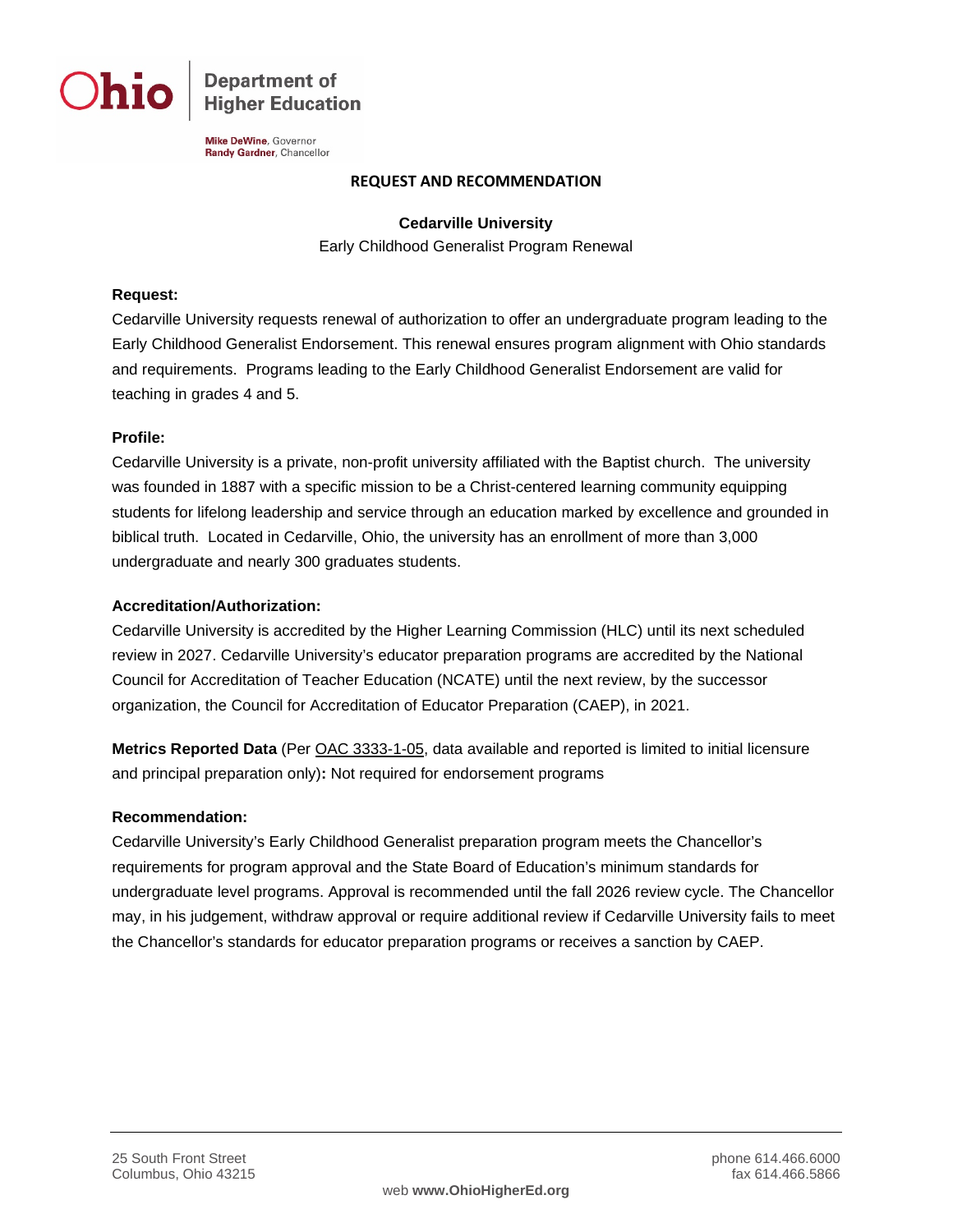Ohio | Department of Higher Education

Mike DeWine, Governor
Randy Gardner, Chancellor

# REQUEST AND RECOMMENDATION

## Cedarville University

Early Childhood Generalist Program Renewal

**Request:**

Cedarville University requests renewal of authorization to offer an undergraduate program leading to the Early Childhood Generalist Endorsement. This renewal ensures program alignment with Ohio standards and requirements. Programs leading to the Early Childhood Generalist Endorsement are valid for teaching in grades 4 and 5.

**Profile:**

Cedarville University is a private, non-profit university affiliated with the Baptist church. The university was founded in 1887 with a specific mission to be a Christ-centered learning community equipping students for lifelong leadership and service through an education marked by excellence and grounded in biblical truth. Located in Cedarville, Ohio, the university has an enrollment of more than 3,000 undergraduate and nearly 300 graduates students.

**Accreditation/Authorization:**

Cedarville University is accredited by the Higher Learning Commission (HLC) until its next scheduled review in 2027. Cedarville University's educator preparation programs are accredited by the National Council for Accreditation of Teacher Education (NCATE) until the next review, by the successor organization, the Council for Accreditation of Educator Preparation (CAEP), in 2021.

**Metrics Reported Data** (Per OAC 3333-1-05, data available and reported is limited to initial licensure and principal preparation only)**:** Not required for endorsement programs

**Recommendation:**

Cedarville University's Early Childhood Generalist preparation program meets the Chancellor's requirements for program approval and the State Board of Education's minimum standards for undergraduate level programs. Approval is recommended until the fall 2026 review cycle. The Chancellor may, in his judgement, withdraw approval or require additional review if Cedarville University fails to meet the Chancellor's standards for educator preparation programs or receives a sanction by CAEP.

25 South Front Street
Columbus, Ohio 43215

phone 614.466.6000
fax 614.466.5866

web **www.OhioHigherEd.org**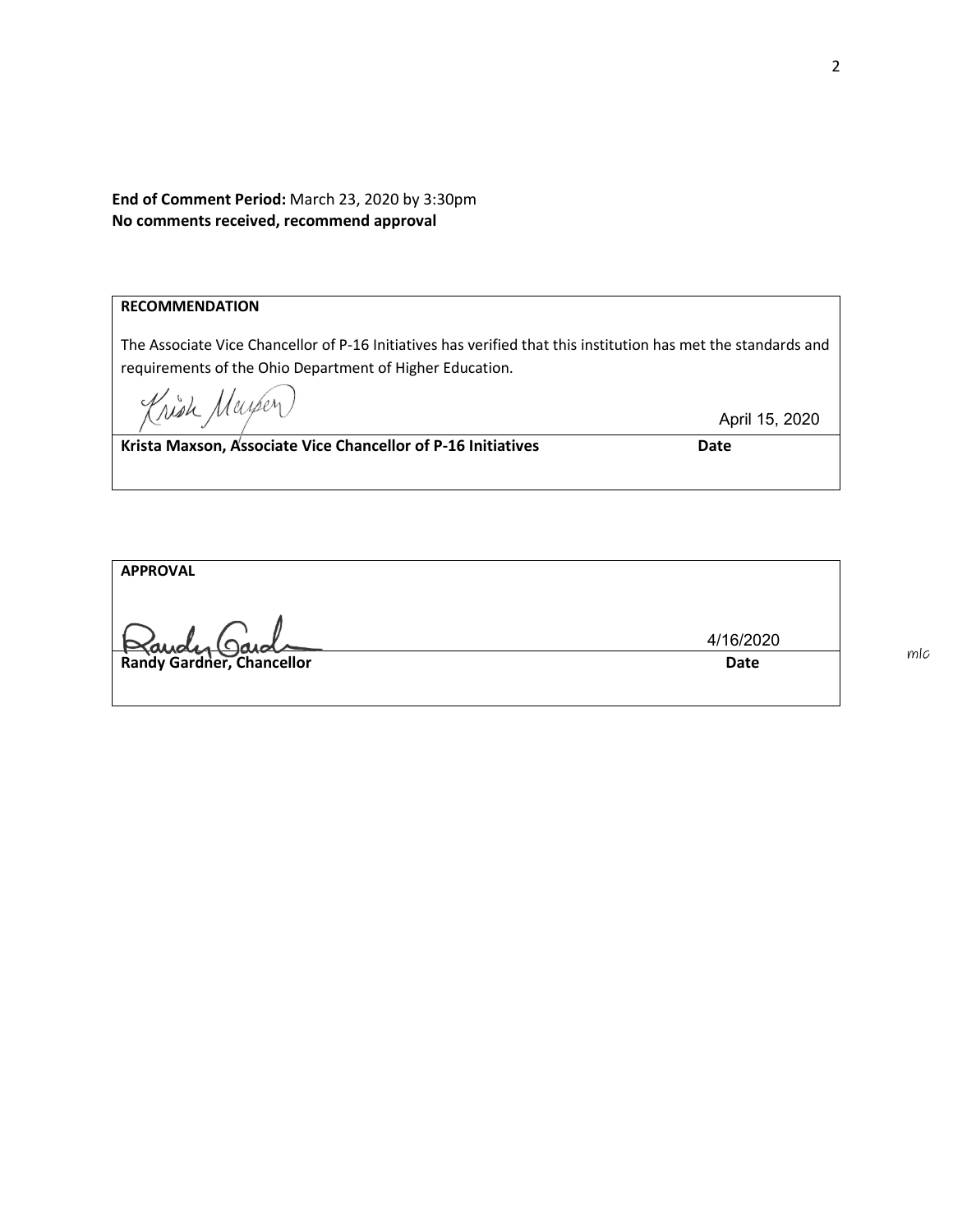**End of Comment Period:** March 23, 2020 by 3:30pm
**No comments received, recommend approval**

**RECOMMENDATION**

The Associate Vice Chancellor of P-16 Initiatives has verified that this institution has met the standards and requirements of the Ohio Department of Higher Education.

April 15, 2020

**Krista Maxson, Associate Vice Chancellor of P-16 Initiatives** **Date**

**APPROVAL**

4/16/2020

**Randy Gardner, Chancellor** **Date**

mlc